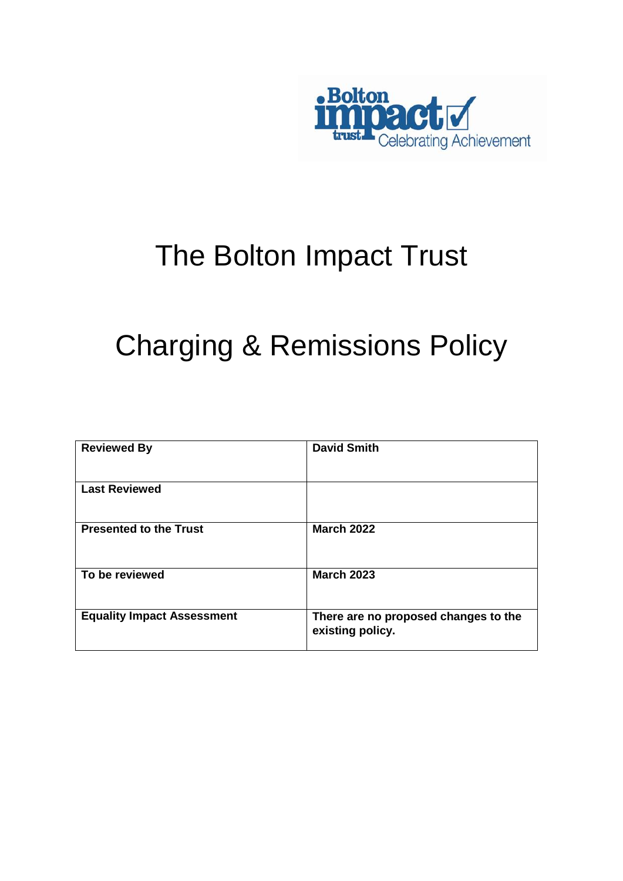# The Bolton Impact Trust

# Charging & Remissions Policy

| **Reviewed By** | **David Smith** |
|---|---|
| **Last Reviewed** | |
| **Presented to the Trust** | **March 2022** |
| **To be reviewed** | **March 2023** |
| **Equality Impact Assessment** | **There are no proposed changes to the existing policy.** |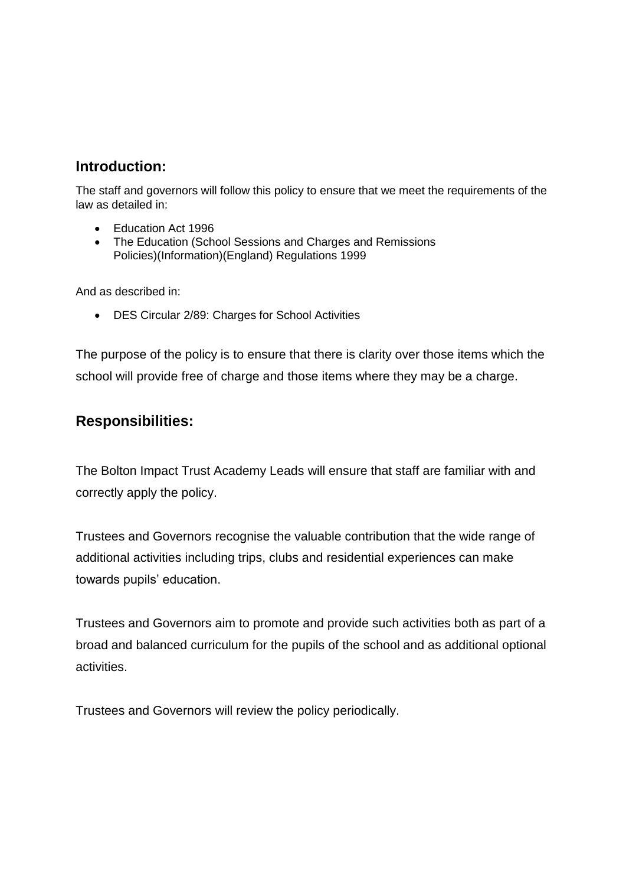## Introduction:

The staff and governors will follow this policy to ensure that we meet the requirements of the law as detailed in:

- Education Act 1996
- The Education (School Sessions and Charges and Remissions Policies)(Information)(England) Regulations 1999

And as described in:

- DES Circular 2/89: Charges for School Activities

The purpose of the policy is to ensure that there is clarity over those items which the school will provide free of charge and those items where they may be a charge.

## Responsibilities:

The Bolton Impact Trust Academy Leads will ensure that staff are familiar with and correctly apply the policy.

Trustees and Governors recognise the valuable contribution that the wide range of additional activities including trips, clubs and residential experiences can make towards pupils' education.

Trustees and Governors aim to promote and provide such activities both as part of a broad and balanced curriculum for the pupils of the school and as additional optional activities.

Trustees and Governors will review the policy periodically.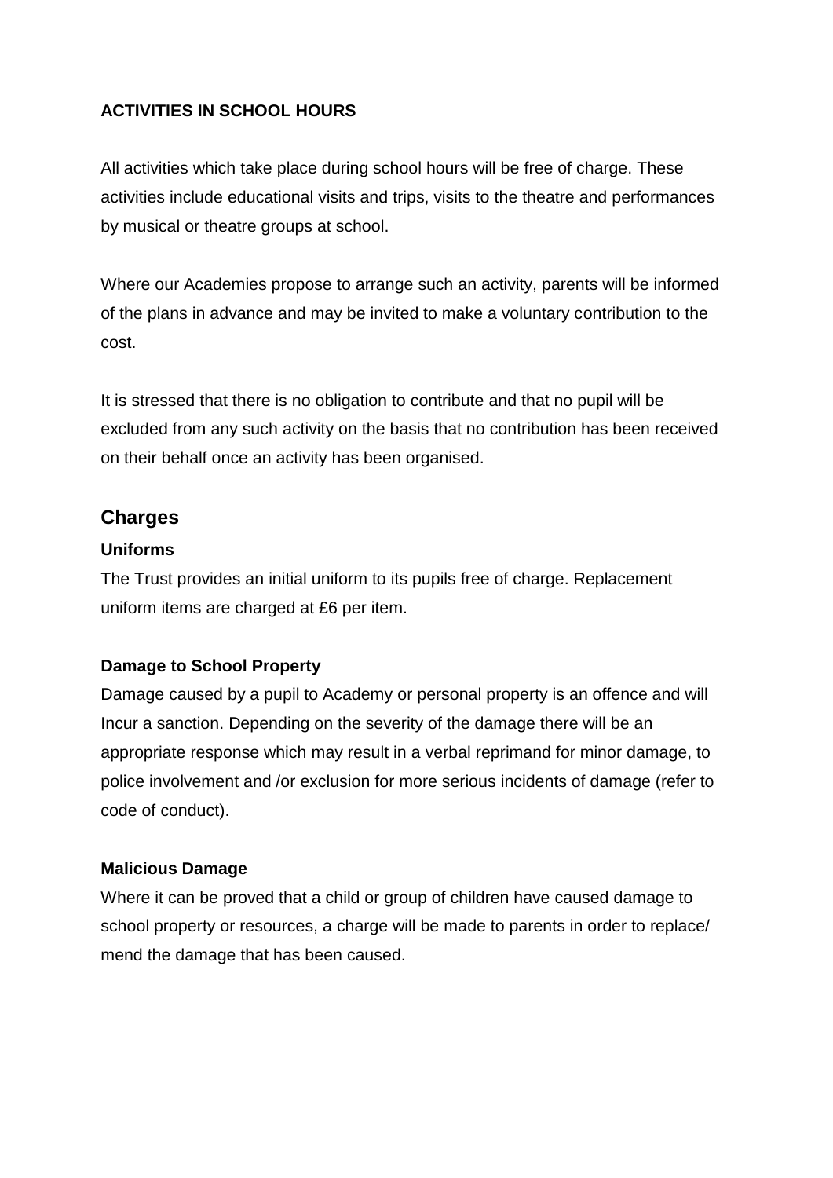**ACTIVITIES IN SCHOOL HOURS**

All activities which take place during school hours will be free of charge. These activities include educational visits and trips, visits to the theatre and performances by musical or theatre groups at school.

Where our Academies propose to arrange such an activity, parents will be informed of the plans in advance and may be invited to make a voluntary contribution to the cost.

It is stressed that there is no obligation to contribute and that no pupil will be excluded from any such activity on the basis that no contribution has been received on their behalf once an activity has been organised.

## Charges

**Uniforms**

The Trust provides an initial uniform to its pupils free of charge. Replacement uniform items are charged at £6 per item.

**Damage to School Property**

Damage caused by a pupil to Academy or personal property is an offence and will Incur a sanction. Depending on the severity of the damage there will be an appropriate response which may result in a verbal reprimand for minor damage, to police involvement and /or exclusion for more serious incidents of damage (refer to code of conduct).

**Malicious Damage**

Where it can be proved that a child or group of children have caused damage to school property or resources, a charge will be made to parents in order to replace/ mend the damage that has been caused.